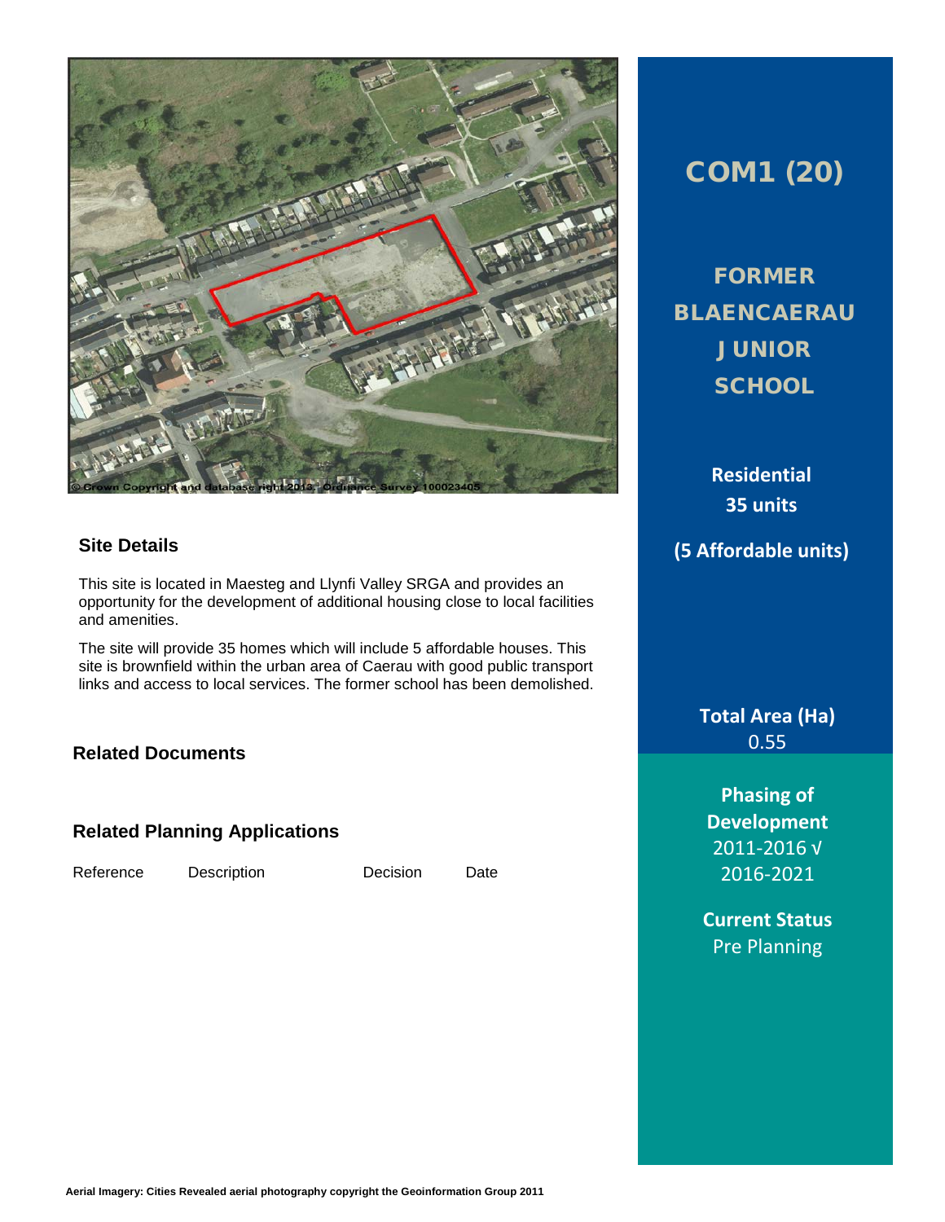# COM1 (20)

## FORMER BLAENCAERAU JUNIOR SCHOOL

**Residential**
**35 units**

**(5 Affordable units)**

© Crown Copyright and database right 2013. Ordnance Survey 100023405

## Site Details

This site is located in Maesteg and Llynfi Valley SRGA and provides an opportunity for the development of additional housing close to local facilities and amenities.

The site will provide 35 homes which will include 5 affordable houses. This site is brownfield within the urban area of Caerau with good public transport links and access to local services. The former school has been demolished.

**Total Area (Ha)**
0.55

**Phasing of Development**
2011-2016 √
2016-2021

**Current Status**
Pre Planning

## Related Documents

## Related Planning Applications

| Reference | Description | Decision | Date |
| --- | --- | --- | --- |

Aerial Imagery: Cities Revealed aerial photography copyright the Geoinformation Group 2011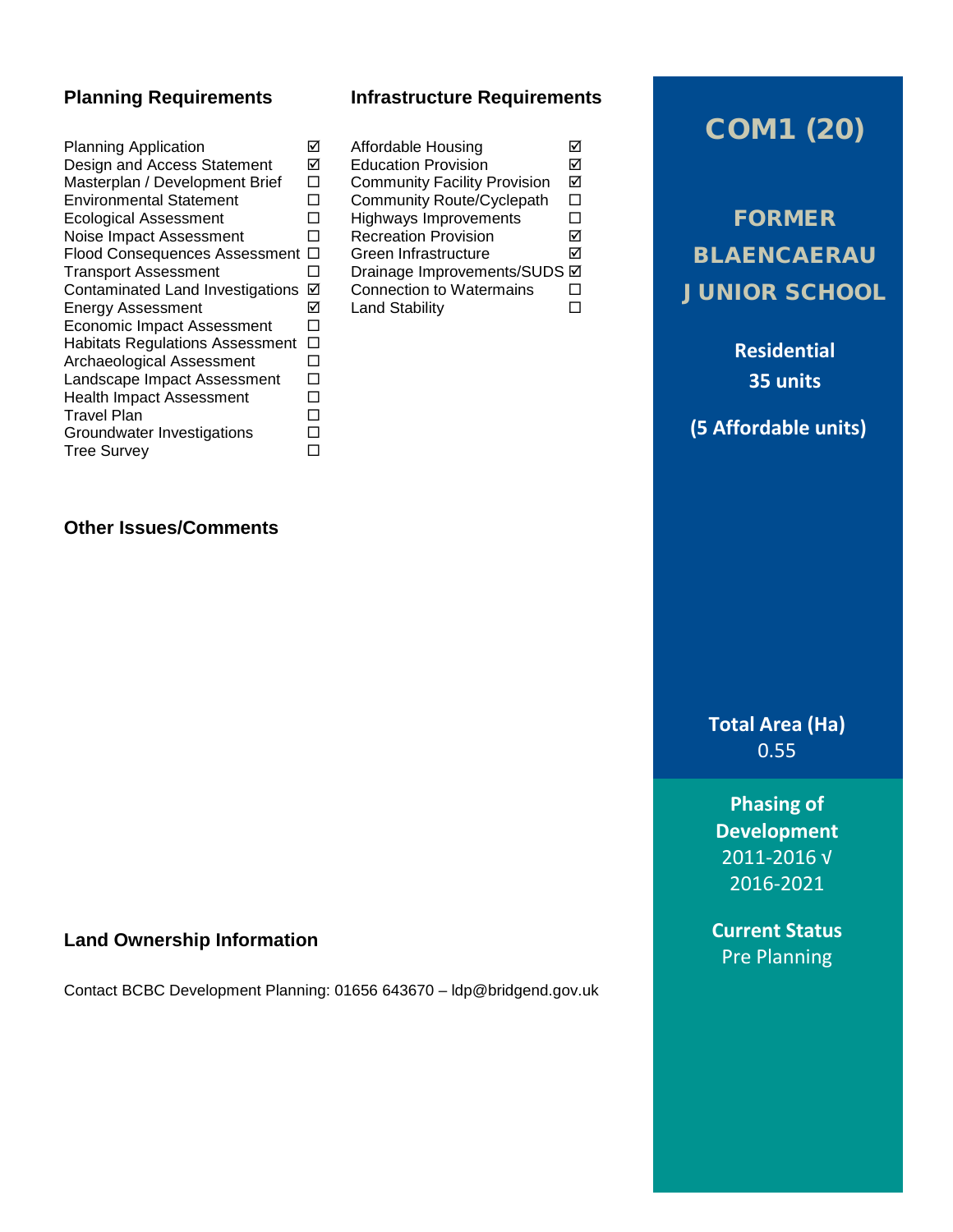## Planning Requirements

| | |
|---|---|
| Planning Application | ☑ |
| Design and Access Statement | ☑ |
| Masterplan / Development Brief | ☐ |
| Environmental Statement | ☐ |
| Ecological Assessment | ☐ |
| Noise Impact Assessment | ☐ |
| Flood Consequences Assessment | ☐ |
| Transport Assessment | ☐ |
| Contaminated Land Investigations | ☑ |
| Energy Assessment | ☑ |
| Economic Impact Assessment | ☐ |
| Habitats Regulations Assessment | ☐ |
| Archaeological Assessment | ☐ |
| Landscape Impact Assessment | ☐ |
| Health Impact Assessment | ☐ |
| Travel Plan | ☐ |
| Groundwater Investigations | ☐ |
| Tree Survey | ☐ |

## Infrastructure Requirements

| | |
|---|---|
| Affordable Housing | ☑ |
| Education Provision | ☑ |
| Community Facility Provision | ☑ |
| Community Route/Cyclepath | ☐ |
| Highways Improvements | ☐ |
| Recreation Provision | ☑ |
| Green Infrastructure | ☑ |
| Drainage Improvements/SUDS | ☑ |
| Connection to Watermains | ☐ |
| Land Stability | ☐ |

## Other Issues/Comments

## Land Ownership Information

Contact BCBC Development Planning: 01656 643670 – ldp@bridgend.gov.uk

# COM1 (20)

## FORMER BLAENCAERAU JUNIOR SCHOOL

**Residential**
**35 units**

**(5 Affordable units)**

**Total Area (Ha)**
0.55

**Phasing of Development**
2011-2016 √
2016-2021

**Current Status**
Pre Planning